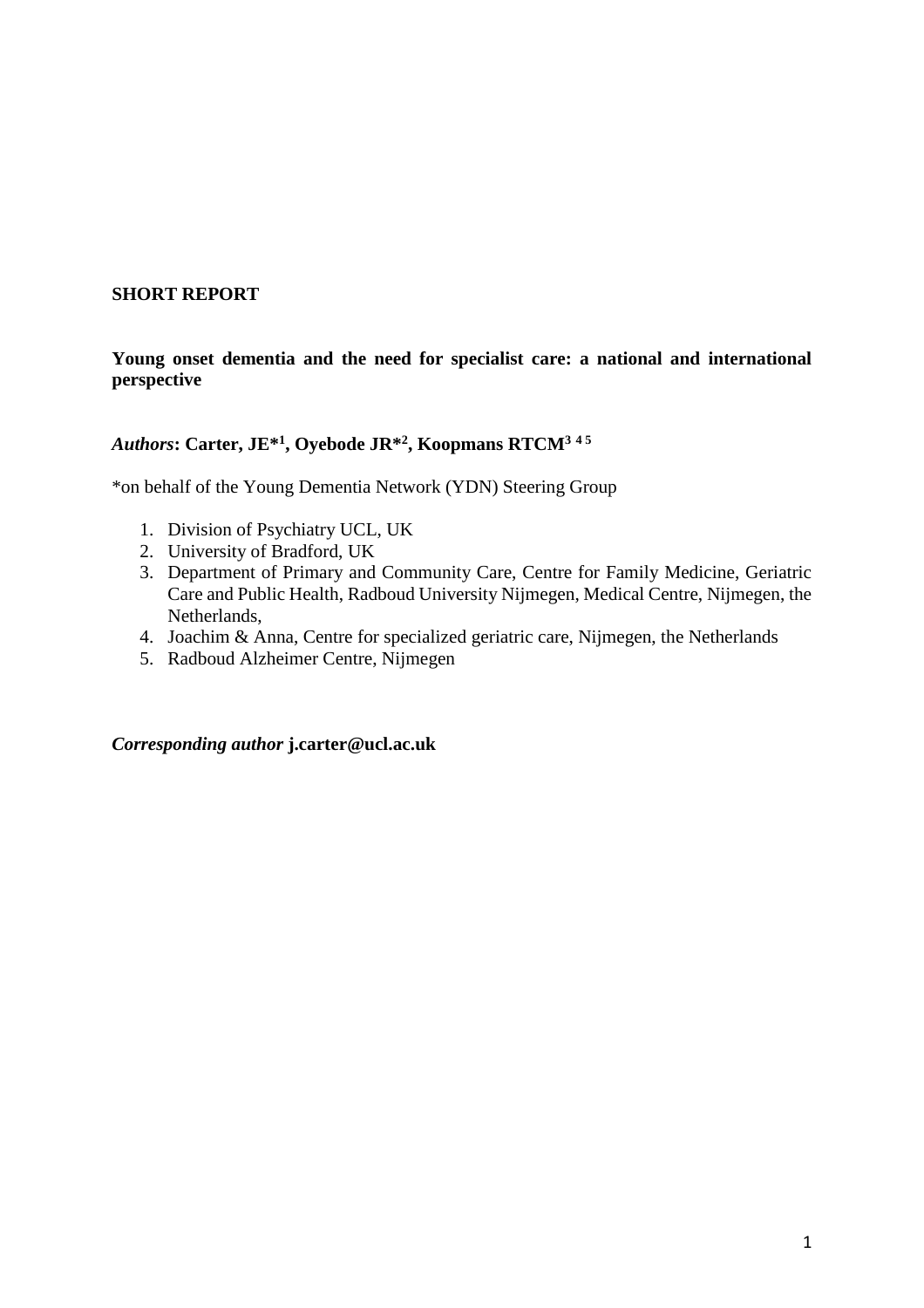**SHORT REPORT**

**Young onset dementia and the need for specialist care: a national and international perspective**

***Authors*: Carter, JE*[1], Oyebode JR*[2], Koopmans RTCM[3 4 5]**

*on behalf of the Young Dementia Network (YDN) Steering Group

1. Division of Psychiatry UCL, UK
2. University of Bradford, UK
3. Department of Primary and Community Care, Centre for Family Medicine, Geriatric Care and Public Health, Radboud University Nijmegen, Medical Centre, Nijmegen, the Netherlands,
4. Joachim & Anna, Centre for specialized geriatric care, Nijmegen, the Netherlands
5. Radboud Alzheimer Centre, Nijmegen

***Corresponding author* j.carter@ucl.ac.uk**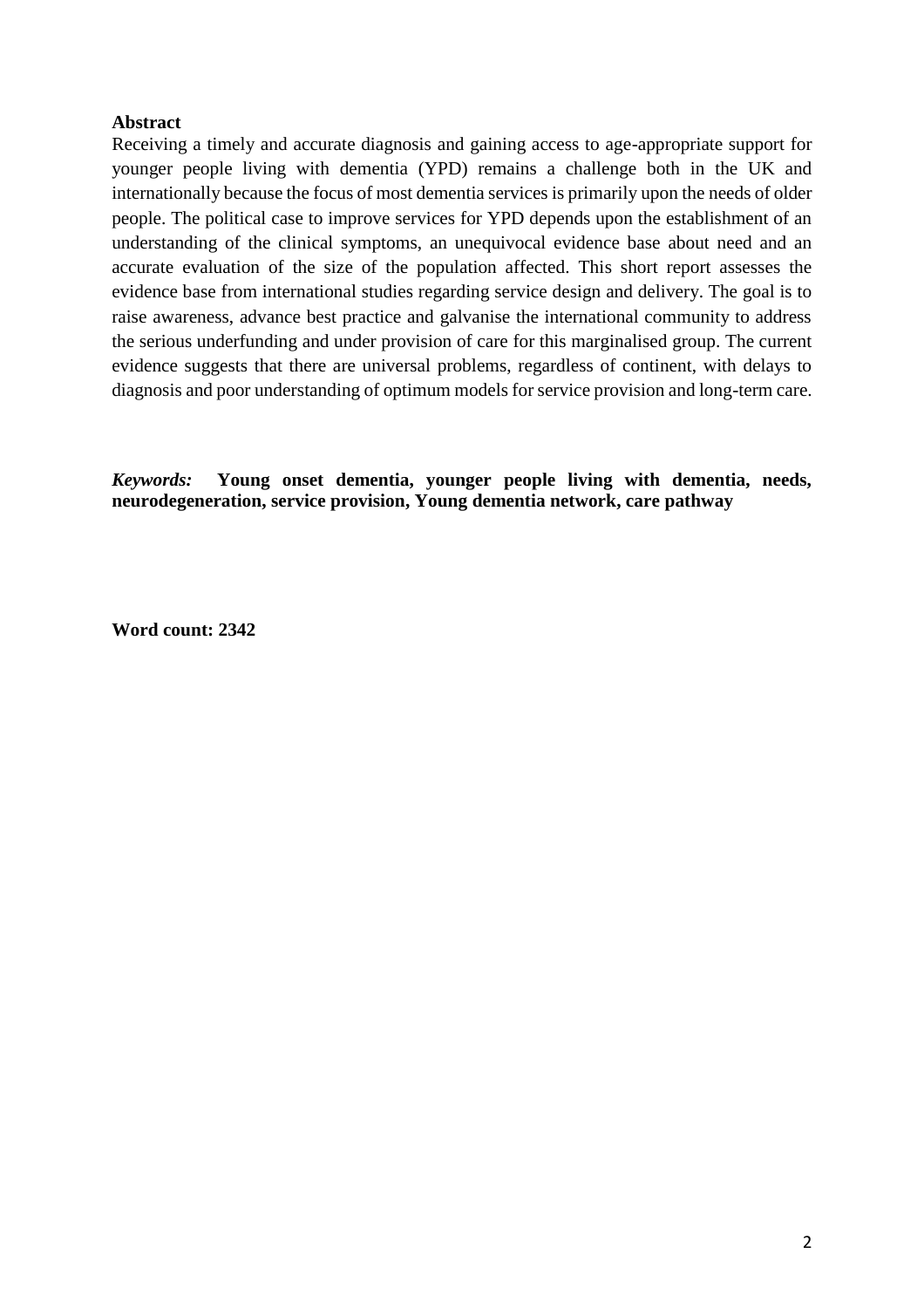**Abstract**

Receiving a timely and accurate diagnosis and gaining access to age-appropriate support for younger people living with dementia (YPD) remains a challenge both in the UK and internationally because the focus of most dementia services is primarily upon the needs of older people. The political case to improve services for YPD depends upon the establishment of an understanding of the clinical symptoms, an unequivocal evidence base about need and an accurate evaluation of the size of the population affected. This short report assesses the evidence base from international studies regarding service design and delivery. The goal is to raise awareness, advance best practice and galvanise the international community to address the serious underfunding and under provision of care for this marginalised group. The current evidence suggests that there are universal problems, regardless of continent, with delays to diagnosis and poor understanding of optimum models for service provision and long-term care.

***Keywords:*** **Young onset dementia, younger people living with dementia, needs, neurodegeneration, service provision, Young dementia network, care pathway**

**Word count: 2342**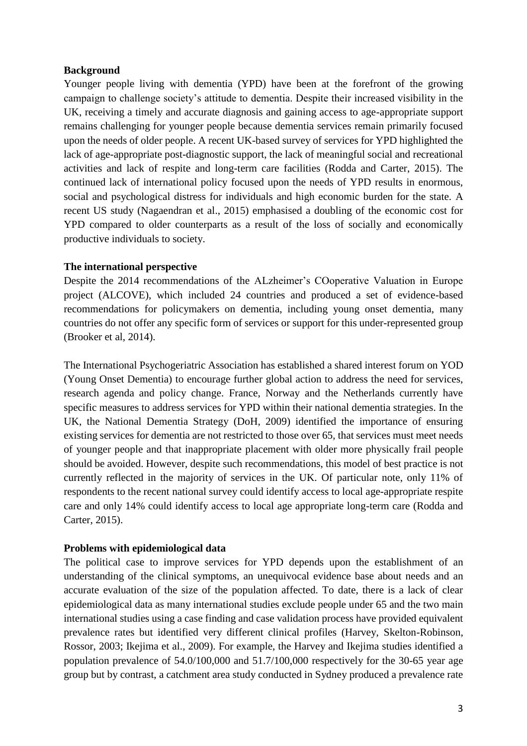**Background**

Younger people living with dementia (YPD) have been at the forefront of the growing campaign to challenge society's attitude to dementia. Despite their increased visibility in the UK, receiving a timely and accurate diagnosis and gaining access to age-appropriate support remains challenging for younger people because dementia services remain primarily focused upon the needs of older people. A recent UK-based survey of services for YPD highlighted the lack of age-appropriate post-diagnostic support, the lack of meaningful social and recreational activities and lack of respite and long-term care facilities (Rodda and Carter, 2015). The continued lack of international policy focused upon the needs of YPD results in enormous, social and psychological distress for individuals and high economic burden for the state. A recent US study (Nagaendran et al., 2015) emphasised a doubling of the economic cost for YPD compared to older counterparts as a result of the loss of socially and economically productive individuals to society.

**The international perspective**

Despite the 2014 recommendations of the ALzheimer's COoperative Valuation in Europe project (ALCOVE), which included 24 countries and produced a set of evidence-based recommendations for policymakers on dementia, including young onset dementia, many countries do not offer any specific form of services or support for this under-represented group (Brooker et al, 2014).

The International Psychogeriatric Association has established a shared interest forum on YOD (Young Onset Dementia) to encourage further global action to address the need for services, research agenda and policy change. France, Norway and the Netherlands currently have specific measures to address services for YPD within their national dementia strategies. In the UK, the National Dementia Strategy (DoH, 2009) identified the importance of ensuring existing services for dementia are not restricted to those over 65, that services must meet needs of younger people and that inappropriate placement with older more physically frail people should be avoided. However, despite such recommendations, this model of best practice is not currently reflected in the majority of services in the UK. Of particular note, only 11% of respondents to the recent national survey could identify access to local age-appropriate respite care and only 14% could identify access to local age appropriate long-term care (Rodda and Carter, 2015).

**Problems with epidemiological data**

The political case to improve services for YPD depends upon the establishment of an understanding of the clinical symptoms, an unequivocal evidence base about needs and an accurate evaluation of the size of the population affected. To date, there is a lack of clear epidemiological data as many international studies exclude people under 65 and the two main international studies using a case finding and case validation process have provided equivalent prevalence rates but identified very different clinical profiles (Harvey, Skelton-Robinson, Rossor, 2003; Ikejima et al., 2009). For example, the Harvey and Ikejima studies identified a population prevalence of 54.0/100,000 and 51.7/100,000 respectively for the 30-65 year age group but by contrast, a catchment area study conducted in Sydney produced a prevalence rate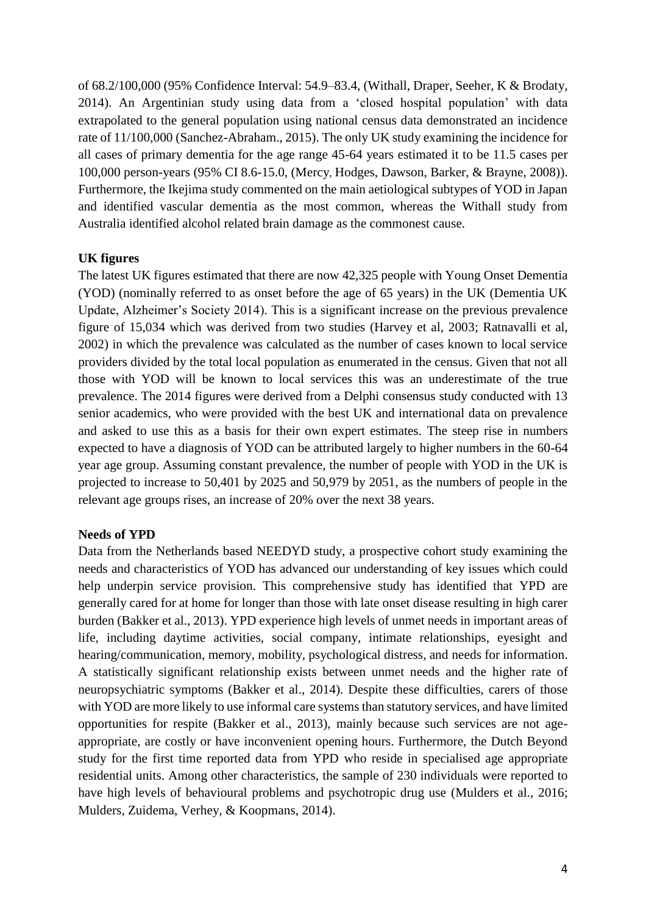of 68.2/100,000 (95% Confidence Interval: 54.9–83.4, (Withall, Draper, Seeher, K & Brodaty, 2014). An Argentinian study using data from a 'closed hospital population' with data extrapolated to the general population using national census data demonstrated an incidence rate of 11/100,000 (Sanchez-Abraham., 2015). The only UK study examining the incidence for all cases of primary dementia for the age range 45-64 years estimated it to be 11.5 cases per 100,000 person-years (95% CI 8.6-15.0, (Mercy, Hodges, Dawson, Barker, & Brayne, 2008)). Furthermore, the Ikejima study commented on the main aetiological subtypes of YOD in Japan and identified vascular dementia as the most common, whereas the Withall study from Australia identified alcohol related brain damage as the commonest cause.

**UK figures**

The latest UK figures estimated that there are now 42,325 people with Young Onset Dementia (YOD) (nominally referred to as onset before the age of 65 years) in the UK (Dementia UK Update, Alzheimer's Society 2014). This is a significant increase on the previous prevalence figure of 15,034 which was derived from two studies (Harvey et al, 2003; Ratnavalli et al, 2002) in which the prevalence was calculated as the number of cases known to local service providers divided by the total local population as enumerated in the census. Given that not all those with YOD will be known to local services this was an underestimate of the true prevalence. The 2014 figures were derived from a Delphi consensus study conducted with 13 senior academics, who were provided with the best UK and international data on prevalence and asked to use this as a basis for their own expert estimates. The steep rise in numbers expected to have a diagnosis of YOD can be attributed largely to higher numbers in the 60-64 year age group. Assuming constant prevalence, the number of people with YOD in the UK is projected to increase to 50,401 by 2025 and 50,979 by 2051, as the numbers of people in the relevant age groups rises, an increase of 20% over the next 38 years.

**Needs of YPD**

Data from the Netherlands based NEEDYD study, a prospective cohort study examining the needs and characteristics of YOD has advanced our understanding of key issues which could help underpin service provision. This comprehensive study has identified that YPD are generally cared for at home for longer than those with late onset disease resulting in high carer burden (Bakker et al., 2013). YPD experience high levels of unmet needs in important areas of life, including daytime activities, social company, intimate relationships, eyesight and hearing/communication, memory, mobility, psychological distress, and needs for information. A statistically significant relationship exists between unmet needs and the higher rate of neuropsychiatric symptoms (Bakker et al., 2014). Despite these difficulties, carers of those with YOD are more likely to use informal care systems than statutory services, and have limited opportunities for respite (Bakker et al., 2013), mainly because such services are not age-appropriate, are costly or have inconvenient opening hours. Furthermore, the Dutch Beyond study for the first time reported data from YPD who reside in specialised age appropriate residential units. Among other characteristics, the sample of 230 individuals were reported to have high levels of behavioural problems and psychotropic drug use (Mulders et al., 2016; Mulders, Zuidema, Verhey, & Koopmans, 2014).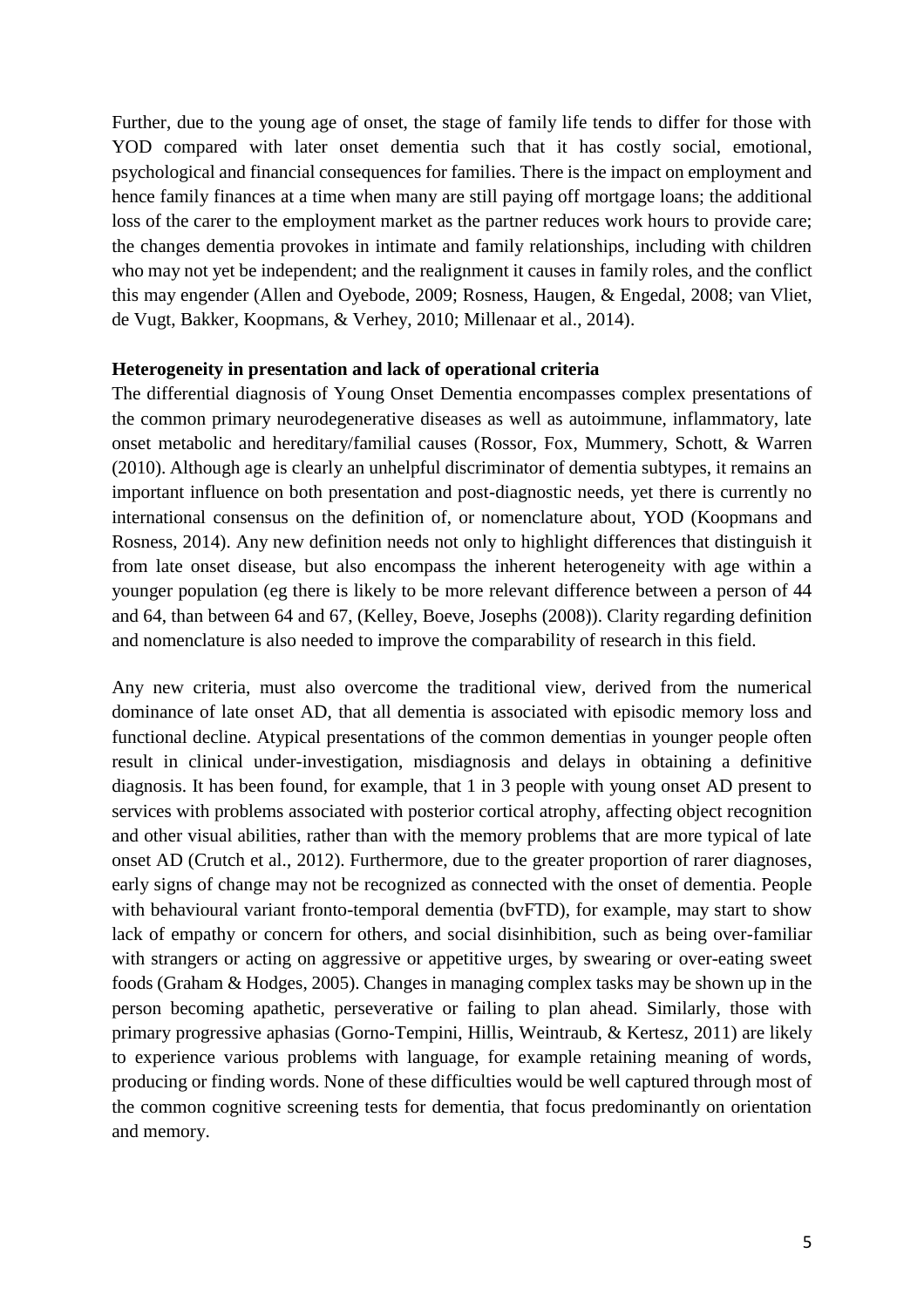Further, due to the young age of onset, the stage of family life tends to differ for those with YOD compared with later onset dementia such that it has costly social, emotional, psychological and financial consequences for families. There is the impact on employment and hence family finances at a time when many are still paying off mortgage loans; the additional loss of the carer to the employment market as the partner reduces work hours to provide care; the changes dementia provokes in intimate and family relationships, including with children who may not yet be independent; and the realignment it causes in family roles, and the conflict this may engender (Allen and Oyebode, 2009; Rosness, Haugen, & Engedal, 2008; van Vliet, de Vugt, Bakker, Koopmans, & Verhey, 2010; Millenaar et al., 2014).

**Heterogeneity in presentation and lack of operational criteria**

The differential diagnosis of Young Onset Dementia encompasses complex presentations of the common primary neurodegenerative diseases as well as autoimmune, inflammatory, late onset metabolic and hereditary/familial causes (Rossor, Fox, Mummery, Schott, & Warren (2010). Although age is clearly an unhelpful discriminator of dementia subtypes, it remains an important influence on both presentation and post-diagnostic needs, yet there is currently no international consensus on the definition of, or nomenclature about, YOD (Koopmans and Rosness, 2014). Any new definition needs not only to highlight differences that distinguish it from late onset disease, but also encompass the inherent heterogeneity with age within a younger population (eg there is likely to be more relevant difference between a person of 44 and 64, than between 64 and 67, (Kelley, Boeve, Josephs (2008)). Clarity regarding definition and nomenclature is also needed to improve the comparability of research in this field.

Any new criteria, must also overcome the traditional view, derived from the numerical dominance of late onset AD, that all dementia is associated with episodic memory loss and functional decline. Atypical presentations of the common dementias in younger people often result in clinical under-investigation, misdiagnosis and delays in obtaining a definitive diagnosis. It has been found, for example, that 1 in 3 people with young onset AD present to services with problems associated with posterior cortical atrophy, affecting object recognition and other visual abilities, rather than with the memory problems that are more typical of late onset AD (Crutch et al., 2012). Furthermore, due to the greater proportion of rarer diagnoses, early signs of change may not be recognized as connected with the onset of dementia. People with behavioural variant fronto-temporal dementia (bvFTD), for example, may start to show lack of empathy or concern for others, and social disinhibition, such as being over-familiar with strangers or acting on aggressive or appetitive urges, by swearing or over-eating sweet foods (Graham & Hodges, 2005). Changes in managing complex tasks may be shown up in the person becoming apathetic, perseverative or failing to plan ahead. Similarly, those with primary progressive aphasias (Gorno-Tempini, Hillis, Weintraub, & Kertesz, 2011) are likely to experience various problems with language, for example retaining meaning of words, producing or finding words. None of these difficulties would be well captured through most of the common cognitive screening tests for dementia, that focus predominantly on orientation and memory.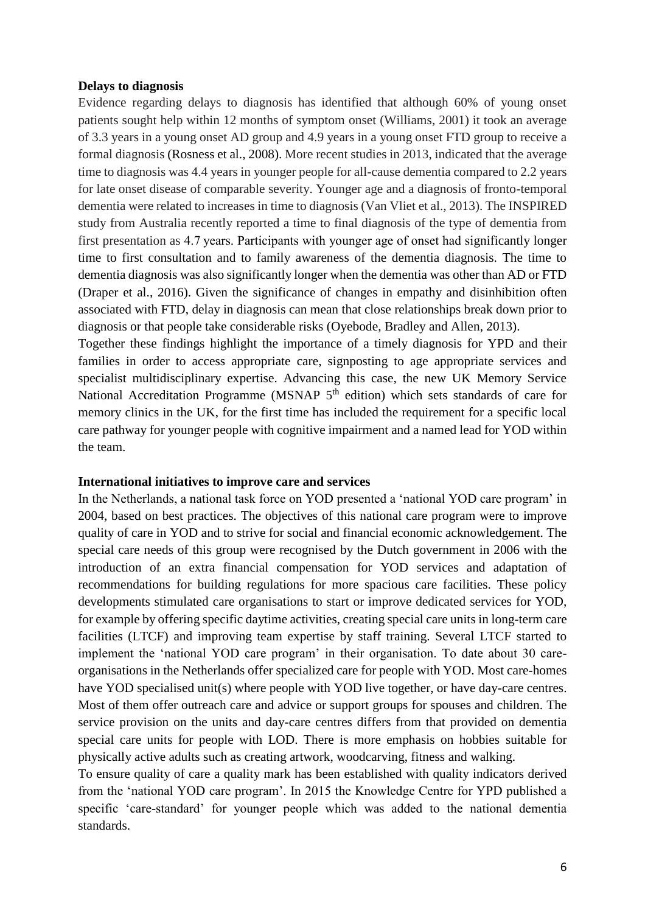**Delays to diagnosis**

Evidence regarding delays to diagnosis has identified that although 60% of young onset patients sought help within 12 months of symptom onset (Williams, 2001) it took an average of 3.3 years in a young onset AD group and 4.9 years in a young onset FTD group to receive a formal diagnosis (Rosness et al., 2008). More recent studies in 2013, indicated that the average time to diagnosis was 4.4 years in younger people for all-cause dementia compared to 2.2 years for late onset disease of comparable severity. Younger age and a diagnosis of fronto-temporal dementia were related to increases in time to diagnosis (Van Vliet et al., 2013). The INSPIRED study from Australia recently reported a time to final diagnosis of the type of dementia from first presentation as 4.7 years. Participants with younger age of onset had significantly longer time to first consultation and to family awareness of the dementia diagnosis. The time to dementia diagnosis was also significantly longer when the dementia was other than AD or FTD (Draper et al., 2016). Given the significance of changes in empathy and disinhibition often associated with FTD, delay in diagnosis can mean that close relationships break down prior to diagnosis or that people take considerable risks (Oyebode, Bradley and Allen, 2013).

Together these findings highlight the importance of a timely diagnosis for YPD and their families in order to access appropriate care, signposting to age appropriate services and specialist multidisciplinary expertise. Advancing this case, the new UK Memory Service National Accreditation Programme (MSNAP 5th edition) which sets standards of care for memory clinics in the UK, for the first time has included the requirement for a specific local care pathway for younger people with cognitive impairment and a named lead for YOD within the team.

**International initiatives to improve care and services**

In the Netherlands, a national task force on YOD presented a 'national YOD care program' in 2004, based on best practices. The objectives of this national care program were to improve quality of care in YOD and to strive for social and financial economic acknowledgement. The special care needs of this group were recognised by the Dutch government in 2006 with the introduction of an extra financial compensation for YOD services and adaptation of recommendations for building regulations for more spacious care facilities. These policy developments stimulated care organisations to start or improve dedicated services for YOD, for example by offering specific daytime activities, creating special care units in long-term care facilities (LTCF) and improving team expertise by staff training. Several LTCF started to implement the 'national YOD care program' in their organisation. To date about 30 care-organisations in the Netherlands offer specialized care for people with YOD. Most care-homes have YOD specialised unit(s) where people with YOD live together, or have day-care centres. Most of them offer outreach care and advice or support groups for spouses and children. The service provision on the units and day-care centres differs from that provided on dementia special care units for people with LOD. There is more emphasis on hobbies suitable for physically active adults such as creating artwork, woodcarving, fitness and walking.

To ensure quality of care a quality mark has been established with quality indicators derived from the 'national YOD care program'. In 2015 the Knowledge Centre for YPD published a specific 'care-standard' for younger people which was added to the national dementia standards.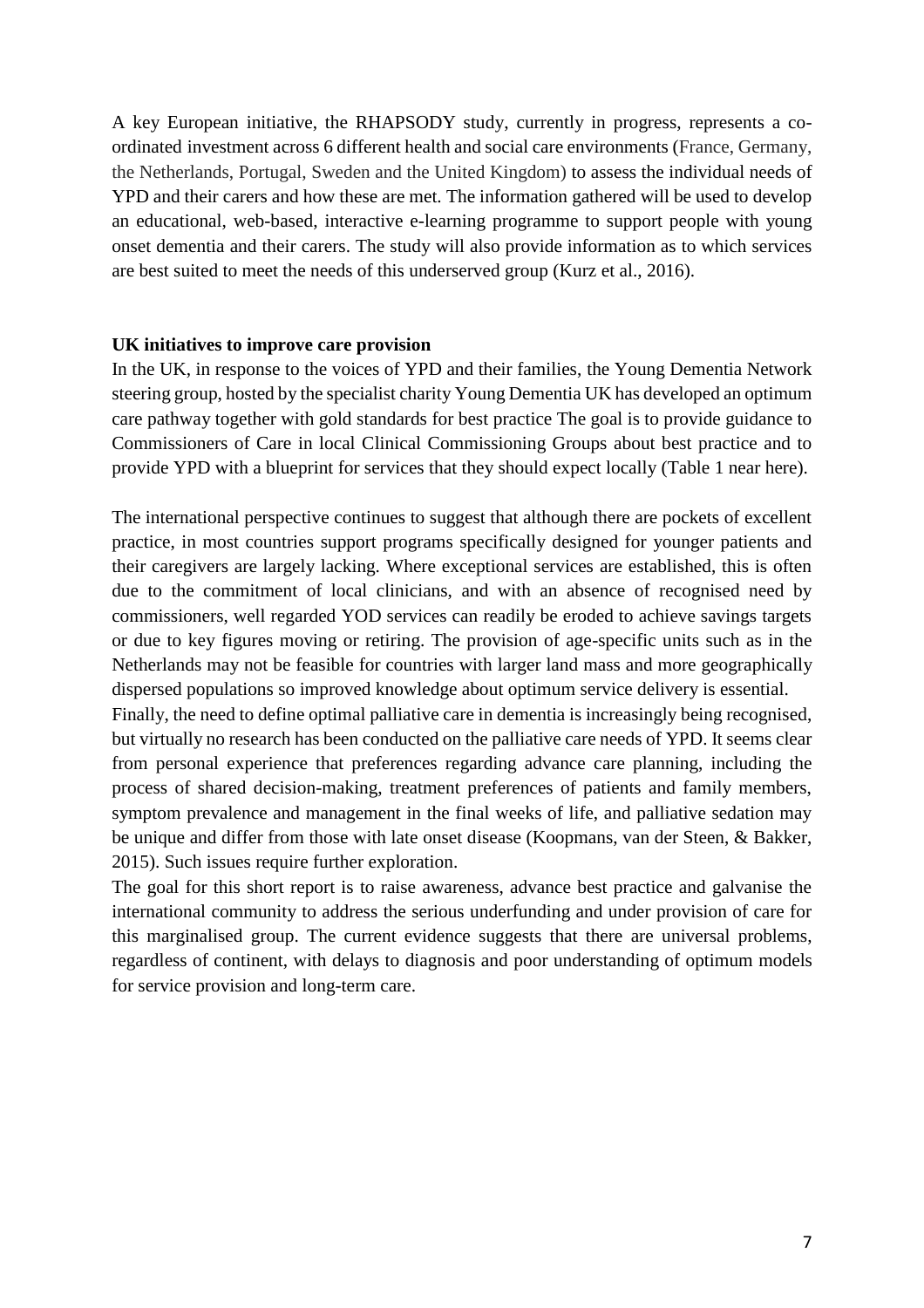A key European initiative, the RHAPSODY study, currently in progress, represents a co-ordinated investment across 6 different health and social care environments (France, Germany, the Netherlands, Portugal, Sweden and the United Kingdom) to assess the individual needs of YPD and their carers and how these are met. The information gathered will be used to develop an educational, web-based, interactive e-learning programme to support people with young onset dementia and their carers. The study will also provide information as to which services are best suited to meet the needs of this underserved group (Kurz et al., 2016).

**UK initiatives to improve care provision**

In the UK, in response to the voices of YPD and their families, the Young Dementia Network steering group, hosted by the specialist charity Young Dementia UK has developed an optimum care pathway together with gold standards for best practice The goal is to provide guidance to Commissioners of Care in local Clinical Commissioning Groups about best practice and to provide YPD with a blueprint for services that they should expect locally (Table 1 near here).

The international perspective continues to suggest that although there are pockets of excellent practice, in most countries support programs specifically designed for younger patients and their caregivers are largely lacking. Where exceptional services are established, this is often due to the commitment of local clinicians, and with an absence of recognised need by commissioners, well regarded YOD services can readily be eroded to achieve savings targets or due to key figures moving or retiring. The provision of age-specific units such as in the Netherlands may not be feasible for countries with larger land mass and more geographically dispersed populations so improved knowledge about optimum service delivery is essential.

Finally, the need to define optimal palliative care in dementia is increasingly being recognised, but virtually no research has been conducted on the palliative care needs of YPD. It seems clear from personal experience that preferences regarding advance care planning, including the process of shared decision-making, treatment preferences of patients and family members, symptom prevalence and management in the final weeks of life, and palliative sedation may be unique and differ from those with late onset disease (Koopmans, van der Steen, & Bakker, 2015). Such issues require further exploration.

The goal for this short report is to raise awareness, advance best practice and galvanise the international community to address the serious underfunding and under provision of care for this marginalised group. The current evidence suggests that there are universal problems, regardless of continent, with delays to diagnosis and poor understanding of optimum models for service provision and long-term care.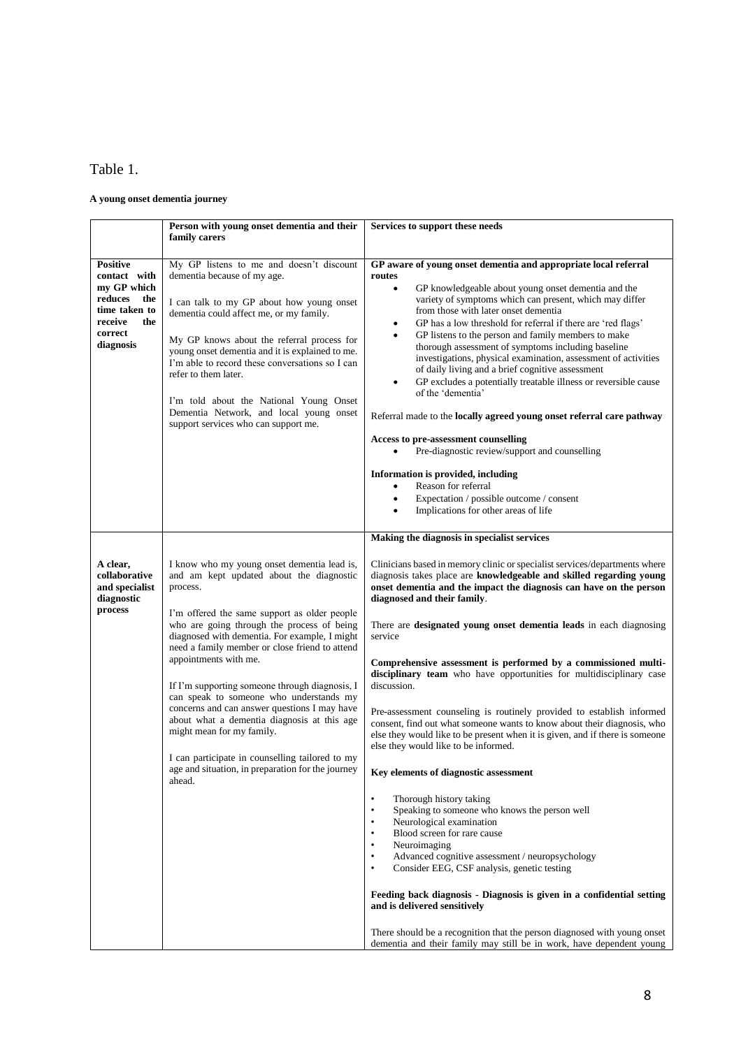Table 1.

**A young onset dementia journey**

| | Person with young onset dementia and their family carers | Services to support these needs |
|---|---|---|
| **Positive contact with my GP which reduces the time taken to receive the correct diagnosis** | My GP listens to me and doesn't discount dementia because of my age.<br><br>I can talk to my GP about how young onset dementia could affect me, or my family.<br><br>My GP knows about the referral process for young onset dementia and it is explained to me. I'm able to record these conversations so I can refer to them later.<br><br>I'm told about the National Young Onset Dementia Network, and local young onset support services who can support me. | **GP aware of young onset dementia and appropriate local referral routes**<br>• GP knowledgeable about young onset dementia and the variety of symptoms which can present, which may differ from those with later onset dementia<br>• GP has a low threshold for referral if there are 'red flags'<br>• GP listens to the person and family members to make thorough assessment of symptoms including baseline investigations, physical examination, assessment of activities of daily living and a brief cognitive assessment<br>• GP excludes a potentially treatable illness or reversible cause of the 'dementia'<br><br>Referral made to the **locally agreed young onset referral care pathway**<br><br>**Access to pre-assessment counselling**<br>• Pre-diagnostic review/support and counselling<br><br>**Information is provided, including**<br>• Reason for referral<br>• Expectation / possible outcome / consent<br>• Implications for other areas of life |
| **A clear, collaborative and specialist diagnostic process** | I know who my young onset dementia lead is, and am kept updated about the diagnostic process.<br><br>I'm offered the same support as older people who are going through the process of being diagnosed with dementia. For example, I might need a family member or close friend to attend appointments with me.<br><br>If I'm supporting someone through diagnosis, I can speak to someone who understands my concerns and can answer questions I may have about what a dementia diagnosis at this age might mean for my family.<br><br>I can participate in counselling tailored to my age and situation, in preparation for the journey ahead. | **Making the diagnosis in specialist services**<br><br>Clinicians based in memory clinic or specialist services/departments where diagnosis takes place are **knowledgeable and skilled regarding young onset dementia and the impact the diagnosis can have on the person diagnosed and their family**.<br><br>There are **designated young onset dementia leads** in each diagnosing service<br><br>**Comprehensive assessment is performed by a commissioned multi-disciplinary team** who have opportunities for multidisciplinary case discussion.<br><br>Pre-assessment counseling is routinely provided to establish informed consent, find out what someone wants to know about their diagnosis, who else they would like to be present when it is given, and if there is someone else they would like to be informed.<br><br>**Key elements of diagnostic assessment**<br><br>• Thorough history taking<br>• Speaking to someone who knows the person well<br>• Neurological examination<br>• Blood screen for rare cause<br>• Neuroimaging<br>• Advanced cognitive assessment / neuropsychology<br>• Consider EEG, CSF analysis, genetic testing<br><br>**Feeding back diagnosis - Diagnosis is given in a confidential setting and is delivered sensitively**<br><br>There should be a recognition that the person diagnosed with young onset dementia and their family may still be in work, have dependent young |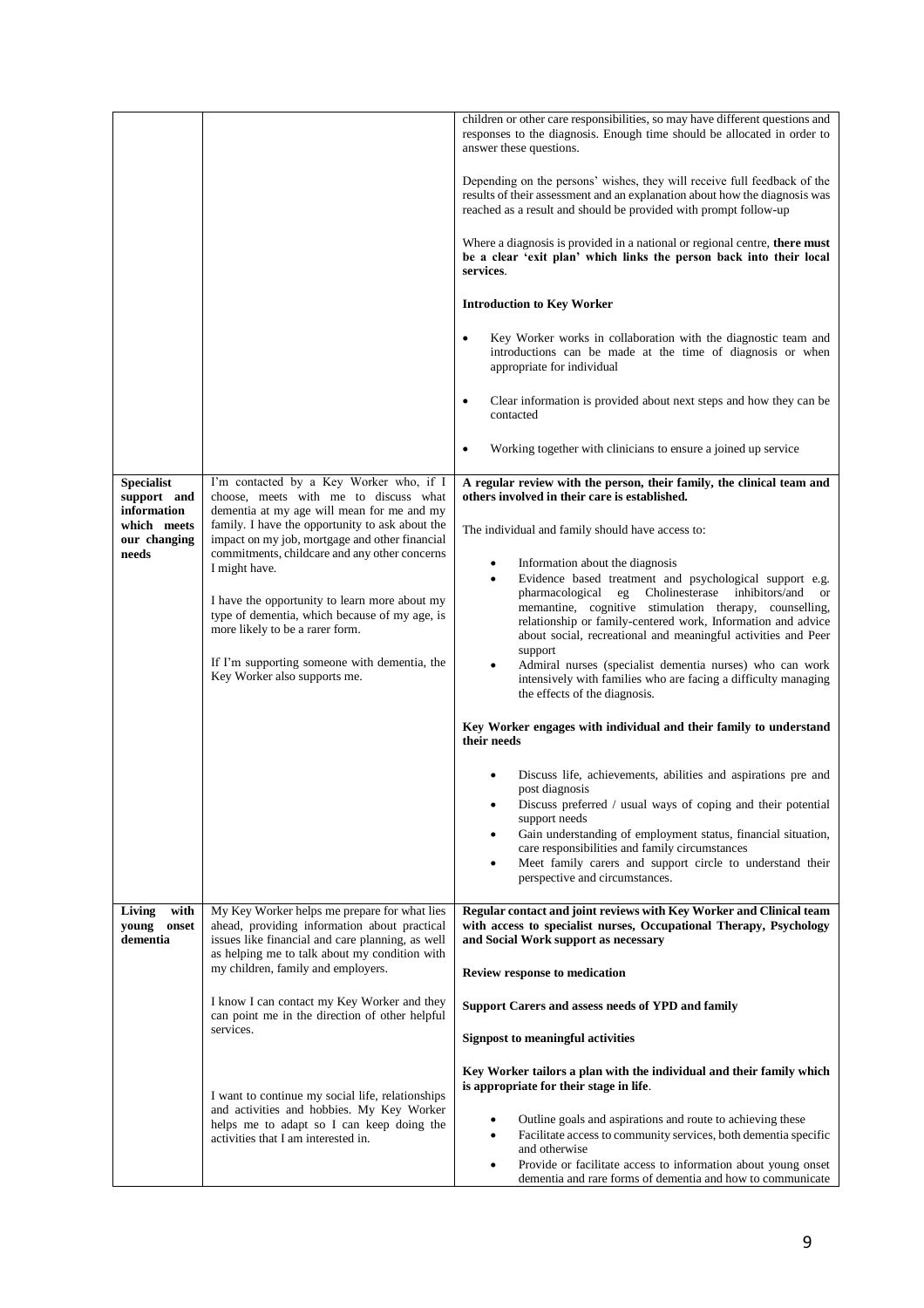| | | |
|---|---|---|
| | | children or other care responsibilities, so may have different questions and responses to the diagnosis. Enough time should be allocated in order to answer these questions.<br><br>Depending on the persons' wishes, they will receive full feedback of the results of their assessment and an explanation about how the diagnosis was reached as a result and should be provided with prompt follow-up<br><br>Where a diagnosis is provided in a national or regional centre, **there must be a clear 'exit plan' which links the person back into their local services**.<br><br>**Introduction to Key Worker**<br><br>• Key Worker works in collaboration with the diagnostic team and introductions can be made at the time of diagnosis or when appropriate for individual<br><br>• Clear information is provided about next steps and how they can be contacted<br><br>• Working together with clinicians to ensure a joined up service |
| **Specialist support and information which meets our changing needs** | I'm contacted by a Key Worker who, if I choose, meets with me to discuss what dementia at my age will mean for me and my family. I have the opportunity to ask about the impact on my job, mortgage and other financial commitments, childcare and any other concerns I might have.<br><br>I have the opportunity to learn more about my type of dementia, which because of my age, is more likely to be a rarer form.<br><br>If I'm supporting someone with dementia, the Key Worker also supports me. | **A regular review with the person, their family, the clinical team and others involved in their care is established.**<br><br>The individual and family should have access to:<br><br>• Information about the diagnosis<br>• Evidence based treatment and psychological support e.g. pharmacological eg Cholinesterase inhibitors/and or memantine, cognitive stimulation therapy, counselling, relationship or family-centered work, Information and advice about social, recreational and meaningful activities and Peer support<br>• Admiral nurses (specialist dementia nurses) who can work intensively with families who are facing a difficulty managing the effects of the diagnosis.<br><br>**Key Worker engages with individual and their family to understand their needs**<br><br>• Discuss life, achievements, abilities and aspirations pre and post diagnosis<br>• Discuss preferred / usual ways of coping and their potential support needs<br>• Gain understanding of employment status, financial situation, care responsibilities and family circumstances<br>• Meet family carers and support circle to understand their perspective and circumstances. |
| **Living with young onset dementia** | My Key Worker helps me prepare for what lies ahead, providing information about practical issues like financial and care planning, as well as helping me to talk about my condition with my children, family and employers.<br><br>I know I can contact my Key Worker and they can point me in the direction of other helpful services.<br><br>I want to continue my social life, relationships and activities and hobbies. My Key Worker helps me to adapt so I can keep doing the activities that I am interested in. | **Regular contact and joint reviews with Key Worker and Clinical team with access to specialist nurses, Occupational Therapy, Psychology and Social Work support as necessary**<br><br>**Review response to medication**<br><br>**Support Carers and assess needs of YPD and family**<br><br>**Signpost to meaningful activities**<br><br>**Key Worker tailors a plan with the individual and their family which is appropriate for their stage in life**.<br><br>• Outline goals and aspirations and route to achieving these<br>• Facilitate access to community services, both dementia specific and otherwise<br>• Provide or facilitate access to information about young onset dementia and rare forms of dementia and how to communicate |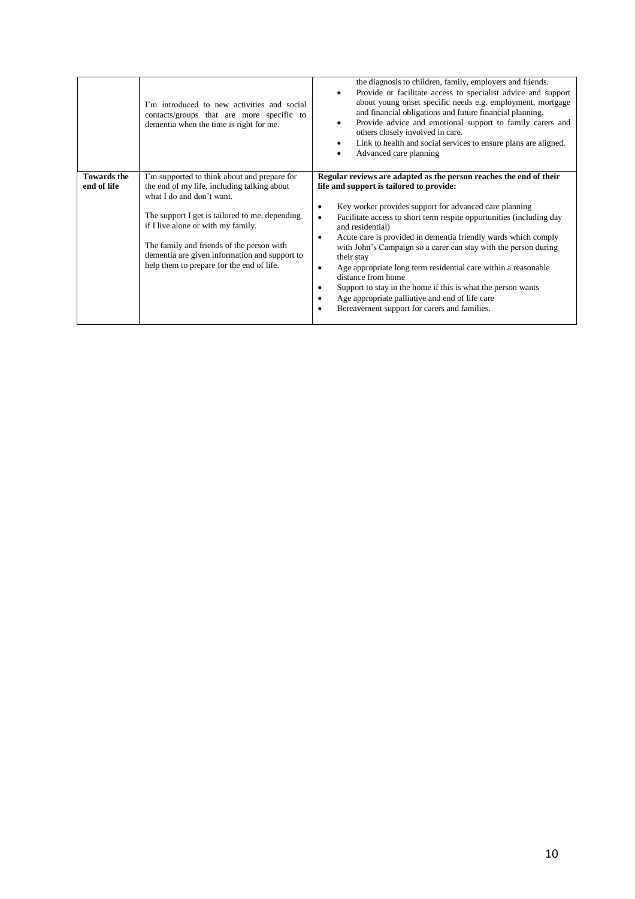| | | |
|---|---|---|
| | I'm introduced to new activities and social contacts/groups that are more specific to dementia when the time is right for me. | the diagnosis to children, family, employers and friends.<br>• Provide or facilitate access to specialist advice and support about young onset specific needs e.g. employment, mortgage and financial obligations and future financial planning.<br>• Provide advice and emotional support to family carers and others closely involved in care.<br>• Link to health and social services to ensure plans are aligned.<br>• Advanced care planning |
| **Towards the end of life** | I'm supported to think about and prepare for the end of my life, including talking about what I do and don't want.<br><br>The support I get is tailored to me, depending if I live alone or with my family.<br><br>The family and friends of the person with dementia are given information and support to help them to prepare for the end of life. | **Regular reviews are adapted as the person reaches the end of their life and support is tailored to provide:**<br><br>• Key worker provides support for advanced care planning<br>• Facilitate access to short term respite opportunities (including day and residential)<br>• Acute care is provided in dementia friendly wards which comply with John's Campaign so a carer can stay with the person during their stay<br>• Age appropriate long term residential care within a reasonable distance from home<br>• Support to stay in the home if this is what the person wants<br>• Age appropriate palliative and end of life care<br>• Bereavement support for carers and families. |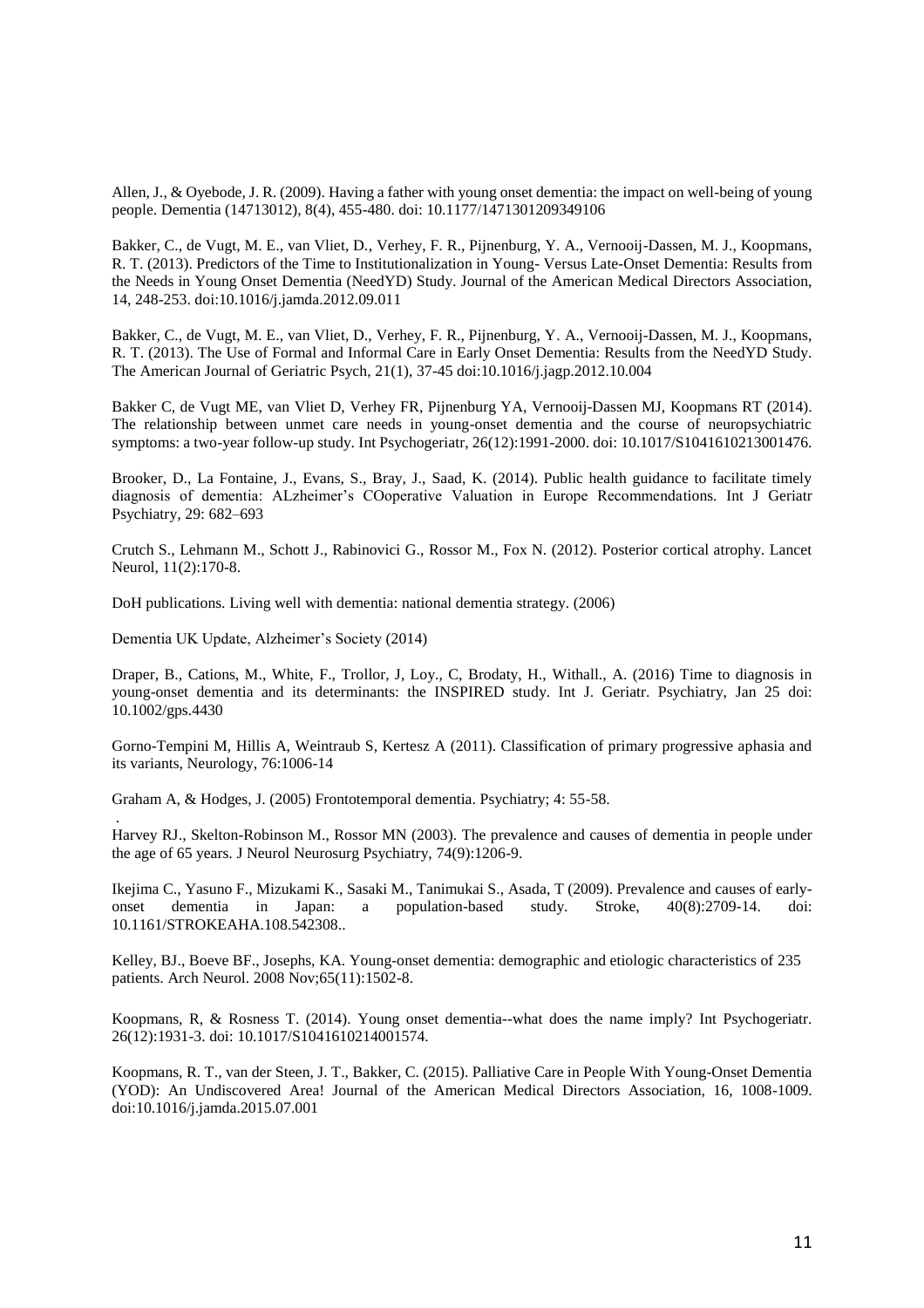Allen, J., & Oyebode, J. R. (2009). Having a father with young onset dementia: the impact on well-being of young people. Dementia (14713012), 8(4), 455-480. doi: 10.1177/1471301209349106

Bakker, C., de Vugt, M. E., van Vliet, D., Verhey, F. R., Pijnenburg, Y. A., Vernooij-Dassen, M. J., Koopmans, R. T. (2013). Predictors of the Time to Institutionalization in Young- Versus Late-Onset Dementia: Results from the Needs in Young Onset Dementia (NeedYD) Study. Journal of the American Medical Directors Association, 14, 248-253. doi:10.1016/j.jamda.2012.09.011

Bakker, C., de Vugt, M. E., van Vliet, D., Verhey, F. R., Pijnenburg, Y. A., Vernooij-Dassen, M. J., Koopmans, R. T. (2013). The Use of Formal and Informal Care in Early Onset Dementia: Results from the NeedYD Study. The American Journal of Geriatric Psych, 21(1), 37-45 doi:10.1016/j.jagp.2012.10.004

Bakker C, de Vugt ME, van Vliet D, Verhey FR, Pijnenburg YA, Vernooij-Dassen MJ, Koopmans RT (2014). The relationship between unmet care needs in young-onset dementia and the course of neuropsychiatric symptoms: a two-year follow-up study. Int Psychogeriatr, 26(12):1991-2000. doi: 10.1017/S1041610213001476.

Brooker, D., La Fontaine, J., Evans, S., Bray, J., Saad, K. (2014). Public health guidance to facilitate timely diagnosis of dementia: ALzheimer's COoperative Valuation in Europe Recommendations. Int J Geriatr Psychiatry, 29: 682–693

Crutch S., Lehmann M., Schott J., Rabinovici G., Rossor M., Fox N. (2012). Posterior cortical atrophy. Lancet Neurol, 11(2):170-8.

DoH publications. Living well with dementia: national dementia strategy. (2006)

Dementia UK Update, Alzheimer's Society (2014)

Draper, B., Cations, M., White, F., Trollor, J, Loy., C, Brodaty, H., Withall., A. (2016) Time to diagnosis in young-onset dementia and its determinants: the INSPIRED study. Int J. Geriatr. Psychiatry, Jan 25 doi: 10.1002/gps.4430

Gorno-Tempini M, Hillis A, Weintraub S, Kertesz A (2011). Classification of primary progressive aphasia and its variants, Neurology, 76:1006-14

Graham A, & Hodges, J. (2005) Frontotemporal dementia. Psychiatry; 4: 55-58.

Harvey RJ., Skelton-Robinson M., Rossor MN (2003). The prevalence and causes of dementia in people under the age of 65 years. J Neurol Neurosurg Psychiatry, 74(9):1206-9.

Ikejima C., Yasuno F., Mizukami K., Sasaki M., Tanimukai S., Asada, T (2009). Prevalence and causes of early-onset dementia in Japan: a population-based study. Stroke, 40(8):2709-14. doi: 10.1161/STROKEAHA.108.542308..

Kelley, BJ., Boeve BF., Josephs, KA. Young-onset dementia: demographic and etiologic characteristics of 235 patients. Arch Neurol. 2008 Nov;65(11):1502-8.

Koopmans, R, & Rosness T. (2014). Young onset dementia--what does the name imply? Int Psychogeriatr. 26(12):1931-3. doi: 10.1017/S1041610214001574.

Koopmans, R. T., van der Steen, J. T., Bakker, C. (2015). Palliative Care in People With Young-Onset Dementia (YOD): An Undiscovered Area! Journal of the American Medical Directors Association, 16, 1008-1009. doi:10.1016/j.jamda.2015.07.001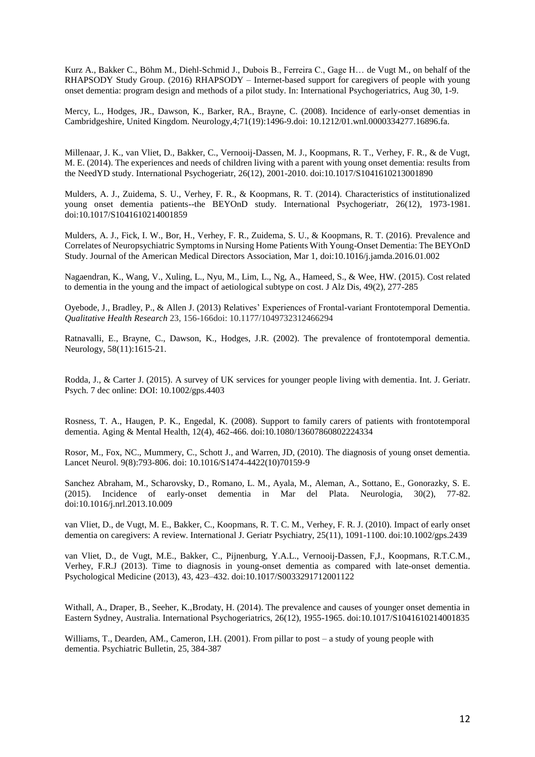Kurz A., Bakker C., Böhm M., Diehl-Schmid J., Dubois B., Ferreira C., Gage H… de Vugt M., on behalf of the RHAPSODY Study Group. (2016) RHAPSODY – Internet-based support for caregivers of people with young onset dementia: program design and methods of a pilot study. In: International Psychogeriatrics, Aug 30, 1-9.

Mercy, L., Hodges, JR., Dawson, K., Barker, RA., Brayne, C. (2008). Incidence of early-onset dementias in Cambridgeshire, United Kingdom. Neurology,4;71(19):1496-9.doi: 10.1212/01.wnl.0000334277.16896.fa.

Millenaar, J. K., van Vliet, D., Bakker, C., Vernooij-Dassen, M. J., Koopmans, R. T., Verhey, F. R., & de Vugt, M. E. (2014). The experiences and needs of children living with a parent with young onset dementia: results from the NeedYD study. International Psychogeriatr, 26(12), 2001-2010. doi:10.1017/S1041610213001890

Mulders, A. J., Zuidema, S. U., Verhey, F. R., & Koopmans, R. T. (2014). Characteristics of institutionalized young onset dementia patients--the BEYOnD study. International Psychogeriatr, 26(12), 1973-1981. doi:10.1017/S1041610214001859

Mulders, A. J., Fick, I. W., Bor, H., Verhey, F. R., Zuidema, S. U., & Koopmans, R. T. (2016). Prevalence and Correlates of Neuropsychiatric Symptoms in Nursing Home Patients With Young-Onset Dementia: The BEYOnD Study. Journal of the American Medical Directors Association, Mar 1, doi:10.1016/j.jamda.2016.01.002

Nagaendran, K., Wang, V., Xuling, L., Nyu, M., Lim, L., Ng, A., Hameed, S., & Wee, HW. (2015). Cost related to dementia in the young and the impact of aetiological subtype on cost. J Alz Dis, 49(2), 277-285

Oyebode, J., Bradley, P., & Allen J. (2013) Relatives' Experiences of Frontal-variant Frontotemporal Dementia. *Qualitative Health Research* 23, 156-166doi: 10.1177/1049732312466294

Ratnavalli, E., Brayne, C., Dawson, K., Hodges, J.R. (2002). The prevalence of frontotemporal dementia. Neurology, 58(11):1615-21.

Rodda, J., & Carter J. (2015). A survey of UK services for younger people living with dementia. Int. J. Geriatr. Psych. 7 dec online: DOI: 10.1002/gps.4403

Rosness, T. A., Haugen, P. K., Engedal, K. (2008). Support to family carers of patients with frontotemporal dementia. Aging & Mental Health, 12(4), 462-466. doi:10.1080/13607860802224334

Rosor, M., Fox, NC., Mummery, C., Schott J., and Warren, JD, (2010). The diagnosis of young onset dementia. Lancet Neurol. 9(8):793-806. doi: 10.1016/S1474-4422(10)70159-9

Sanchez Abraham, M., Scharovsky, D., Romano, L. M., Ayala, M., Aleman, A., Sottano, E., Gonorazky, S. E. (2015). Incidence of early-onset dementia in Mar del Plata. Neurologia, 30(2), 77-82. doi:10.1016/j.nrl.2013.10.009

van Vliet, D., de Vugt, M. E., Bakker, C., Koopmans, R. T. C. M., Verhey, F. R. J. (2010). Impact of early onset dementia on caregivers: A review. International J. Geriatr Psychiatry, 25(11), 1091-1100. doi:10.1002/gps.2439

van Vliet, D., de Vugt, M.E., Bakker, C., Pijnenburg, Y.A.L., Vernooij-Dassen, F,J., Koopmans, R.T.C.M., Verhey, F.R.J (2013). Time to diagnosis in young-onset dementia as compared with late-onset dementia. Psychological Medicine (2013), 43, 423–432. doi:10.1017/S0033291712001122

Withall, A., Draper, B., Seeher, K.,Brodaty, H. (2014). The prevalence and causes of younger onset dementia in Eastern Sydney, Australia. International Psychogeriatrics, 26(12), 1955-1965. doi:10.1017/S1041610214001835

Williams, T., Dearden, AM., Cameron, I.H. (2001). From pillar to post – a study of young people with dementia. Psychiatric Bulletin, 25, 384-387